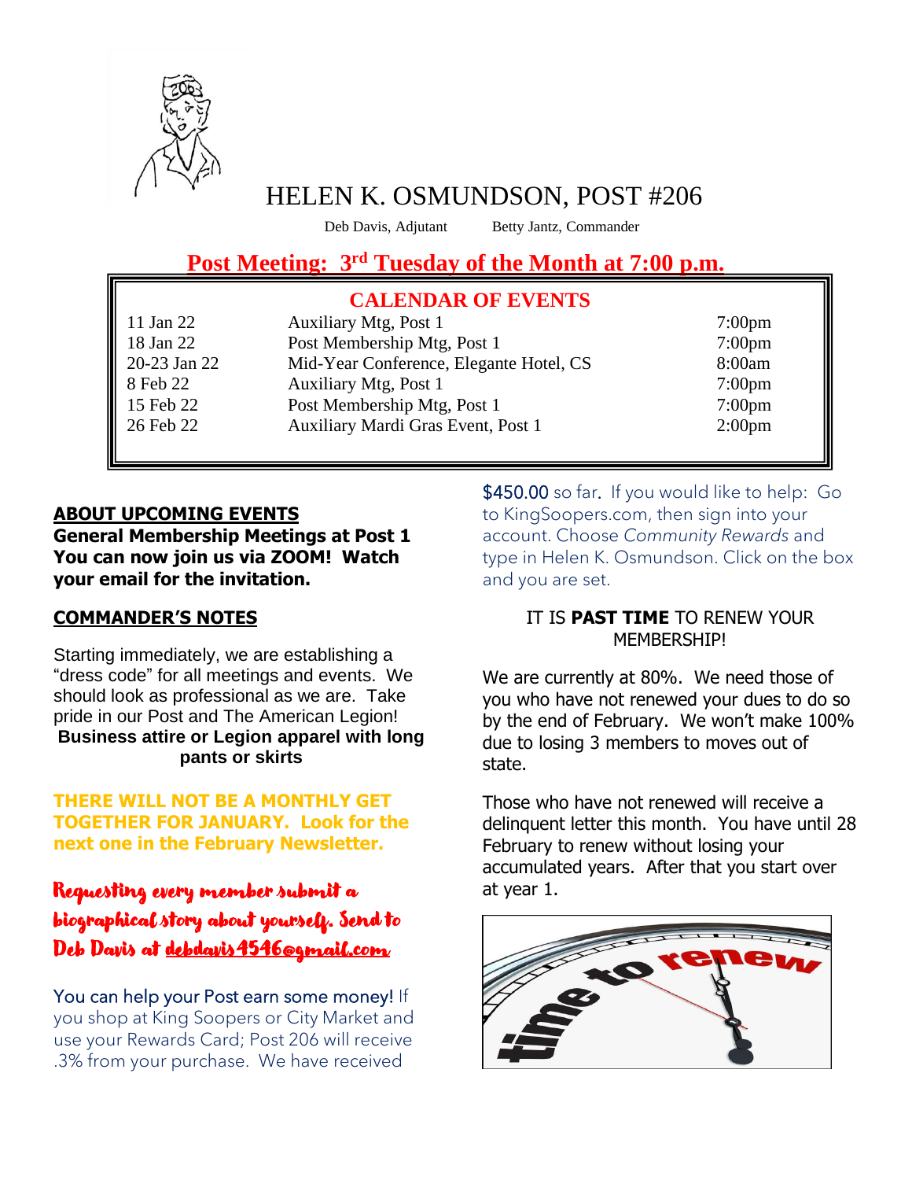# HELEN K. OSMUNDSON, POST #206

Deb Davis, Adjutant    Betty Jantz, Commander

## Post Meeting: 3rd Tuesday of the Month at 7:00 p.m.

### CALENDAR OF EVENTS

| | | |
|---|---|---|
| 11 Jan 22 | Auxiliary Mtg, Post 1 | 7:00pm |
| 18 Jan 22 | Post Membership Mtg, Post 1 | 7:00pm |
| 20-23 Jan 22 | Mid-Year Conference, Elegante Hotel, CS | 8:00am |
| 8 Feb 22 | Auxiliary Mtg, Post 1 | 7:00pm |
| 15 Feb 22 | Post Membership Mtg, Post 1 | 7:00pm |
| 26 Feb 22 | Auxiliary Mardi Gras Event, Post 1 | 2:00pm |

**ABOUT UPCOMING EVENTS**

**General Membership Meetings at Post 1 You can now join us via ZOOM! Watch your email for the invitation.**

**COMMANDER'S NOTES**

Starting immediately, we are establishing a "dress code" for all meetings and events. We should look as professional as we are. Take pride in our Post and The American Legion!

**Business attire or Legion apparel with long pants or skirts**

**THERE WILL NOT BE A MONTHLY GET TOGETHER FOR JANUARY. Look for the next one in the February Newsletter.**

Requesting every member submit a biographical story about yourself. Send to Deb Davis at debdavis4546@gmail.com

You can help your Post earn some money! If you shop at King Soopers or City Market and use your Rewards Card; Post 206 will receive .3% from your purchase. We have received $450.00 so far. If you would like to help: Go to KingSoopers.com, then sign into your account. Choose *Community Rewards* and type in Helen K. Osmundson. Click on the box and you are set.

IT IS **PAST TIME** TO RENEW YOUR MEMBERSHIP!

We are currently at 80%. We need those of you who have not renewed your dues to do so by the end of February. We won't make 100% due to losing 3 members to moves out of state.

Those who have not renewed will receive a delinquent letter this month. You have until 28 February to renew without losing your accumulated years. After that you start over at year 1.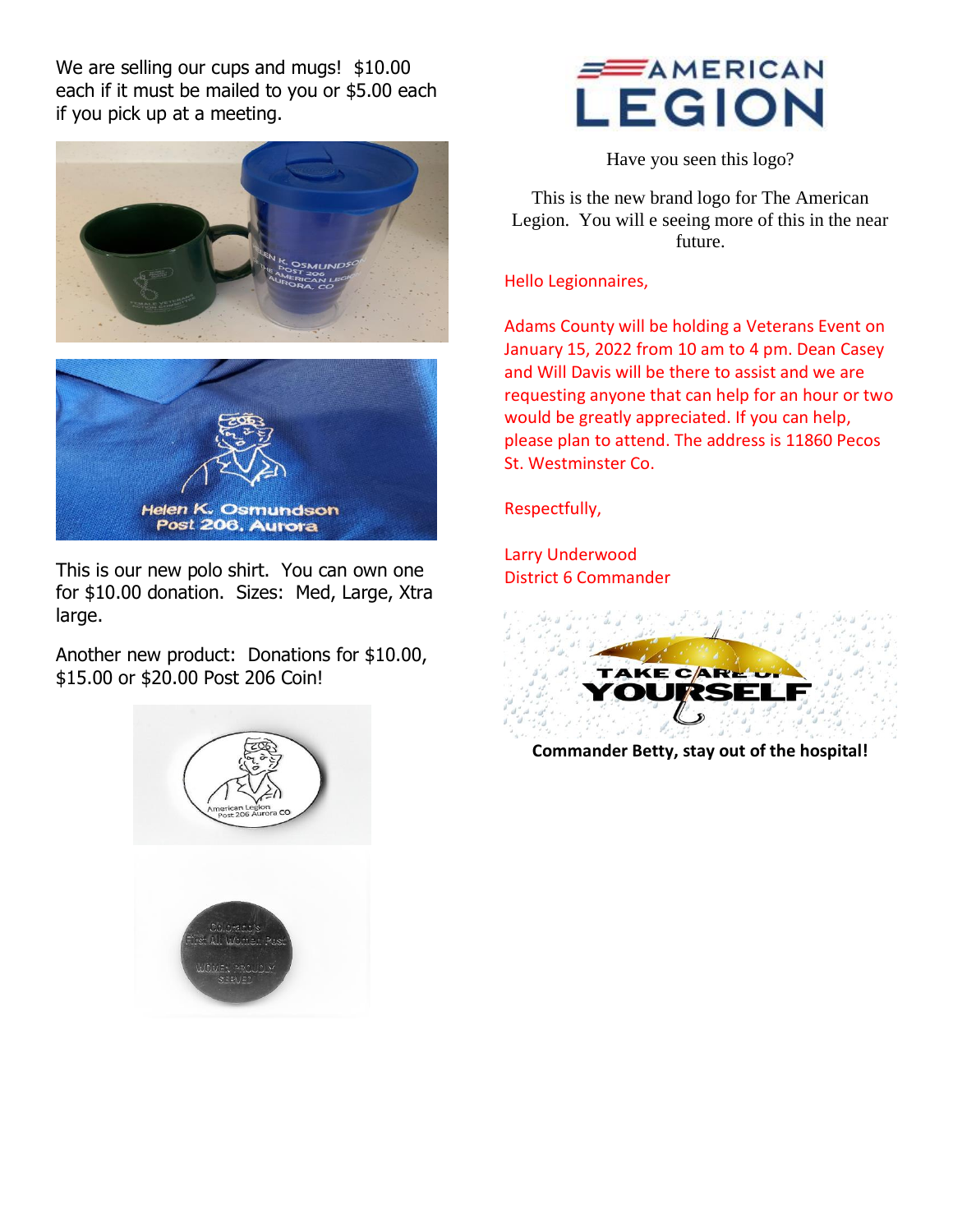We are selling our cups and mugs! $10.00 each if it must be mailed to you or $5.00 each if you pick up at a meeting.

This is our new polo shirt. You can own one for $10.00 donation. Sizes: Med, Large, Xtra large.

Another new product: Donations for $10.00, $15.00 or $20.00 Post 206 Coin!

AMERICAN LEGION

Have you seen this logo?

This is the new brand logo for The American Legion. You will e seeing more of this in the near future.

Hello Legionnaires,

Adams County will be holding a Veterans Event on January 15, 2022 from 10 am to 4 pm. Dean Casey and Will Davis will be there to assist and we are requesting anyone that can help for an hour or two would be greatly appreciated. If you can help, please plan to attend. The address is 11860 Pecos St. Westminster Co.

Respectfully,

Larry Underwood
District 6 Commander

TAKE CARE OF YOURSELF

**Commander Betty, stay out of the hospital!**